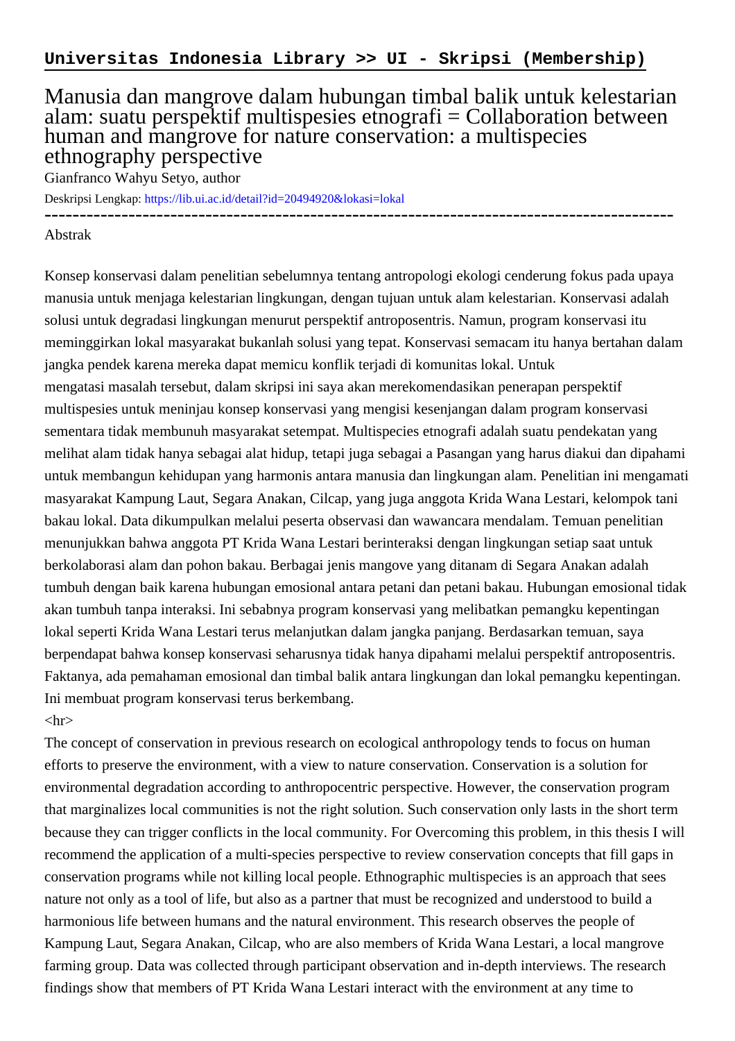**Universitas Indonesia Library >> UI - Skripsi (Membership)**

# Manusia dan mangrove dalam hubungan timbal balik untuk kelestarian alam: suatu perspektif multispesies etnografi = Collaboration between human and mangrove for nature conservation: a multispecies ethnography perspective

Gianfranco Wahyu Setyo, author

Deskripsi Lengkap: https://lib.ui.ac.id/detail?id=20494920&lokasi=lokal

------------------------------------------------------------------------------------------

Abstrak

Konsep konservasi dalam penelitian sebelumnya tentang antropologi ekologi cenderung fokus pada upaya manusia untuk menjaga kelestarian lingkungan, dengan tujuan untuk alam kelestarian. Konservasi adalah solusi untuk degradasi lingkungan menurut perspektif antroposentris. Namun, program konservasi itu meminggirkan lokal masyarakat bukanlah solusi yang tepat. Konservasi semacam itu hanya bertahan dalam jangka pendek karena mereka dapat memicu konflik terjadi di komunitas lokal. Untuk
mengatasi masalah tersebut, dalam skripsi ini saya akan merekomendasikan penerapan perspektif multispesies untuk meninjau konsep konservasi yang mengisi kesenjangan dalam program konservasi sementara tidak membunuh masyarakat setempat. Multispecies etnografi adalah suatu pendekatan yang melihat alam tidak hanya sebagai alat hidup, tetapi juga sebagai a Pasangan yang harus diakui dan dipahami untuk membangun kehidupan yang harmonis antara manusia dan lingkungan alam. Penelitian ini mengamati masyarakat Kampung Laut, Segara Anakan, Cilcap, yang juga anggota Krida Wana Lestari, kelompok tani bakau lokal. Data dikumpulkan melalui peserta observasi dan wawancara mendalam. Temuan penelitian menunjukkan bahwa anggota PT Krida Wana Lestari berinteraksi dengan lingkungan setiap saat untuk berkolaborasi alam dan pohon bakau. Berbagai jenis mangove yang ditanam di Segara Anakan adalah tumbuh dengan baik karena hubungan emosional antara petani dan petani bakau. Hubungan emosional tidak akan tumbuh tanpa interaksi. Ini sebabnya program konservasi yang melibatkan pemangku kepentingan lokal seperti Krida Wana Lestari terus melanjutkan dalam jangka panjang. Berdasarkan temuan, saya berpendapat bahwa konsep konservasi seharusnya tidak hanya dipahami melalui perspektif antroposentris. Faktanya, ada pemahaman emosional dan timbal balik antara lingkungan dan lokal pemangku kepentingan. Ini membuat program konservasi terus berkembang.

<hr>

The concept of conservation in previous research on ecological anthropology tends to focus on human efforts to preserve the environment, with a view to nature conservation. Conservation is a solution for environmental degradation according to anthropocentric perspective. However, the conservation program that marginalizes local communities is not the right solution. Such conservation only lasts in the short term because they can trigger conflicts in the local community. For Overcoming this problem, in this thesis I will recommend the application of a multi-species perspective to review conservation concepts that fill gaps in conservation programs while not killing local people. Ethnographic multispecies is an approach that sees nature not only as a tool of life, but also as a partner that must be recognized and understood to build a harmonious life between humans and the natural environment. This research observes the people of Kampung Laut, Segara Anakan, Cilcap, who are also members of Krida Wana Lestari, a local mangrove farming group. Data was collected through participant observation and in-depth interviews. The research findings show that members of PT Krida Wana Lestari interact with the environment at any time to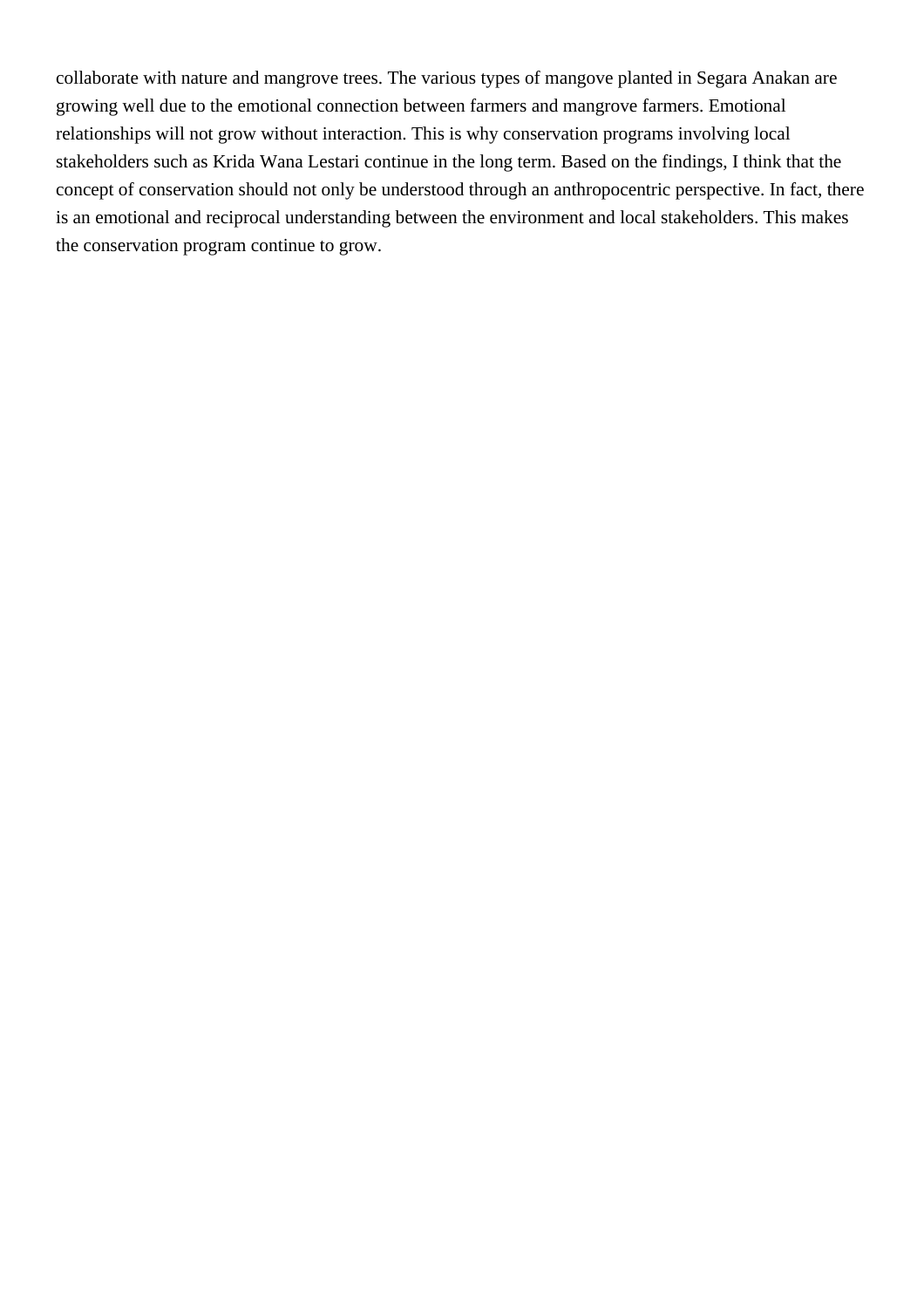collaborate with nature and mangrove trees. The various types of mangove planted in Segara Anakan are growing well due to the emotional connection between farmers and mangrove farmers. Emotional relationships will not grow without interaction. This is why conservation programs involving local stakeholders such as Krida Wana Lestari continue in the long term. Based on the findings, I think that the concept of conservation should not only be understood through an anthropocentric perspective. In fact, there is an emotional and reciprocal understanding between the environment and local stakeholders. This makes the conservation program continue to grow.